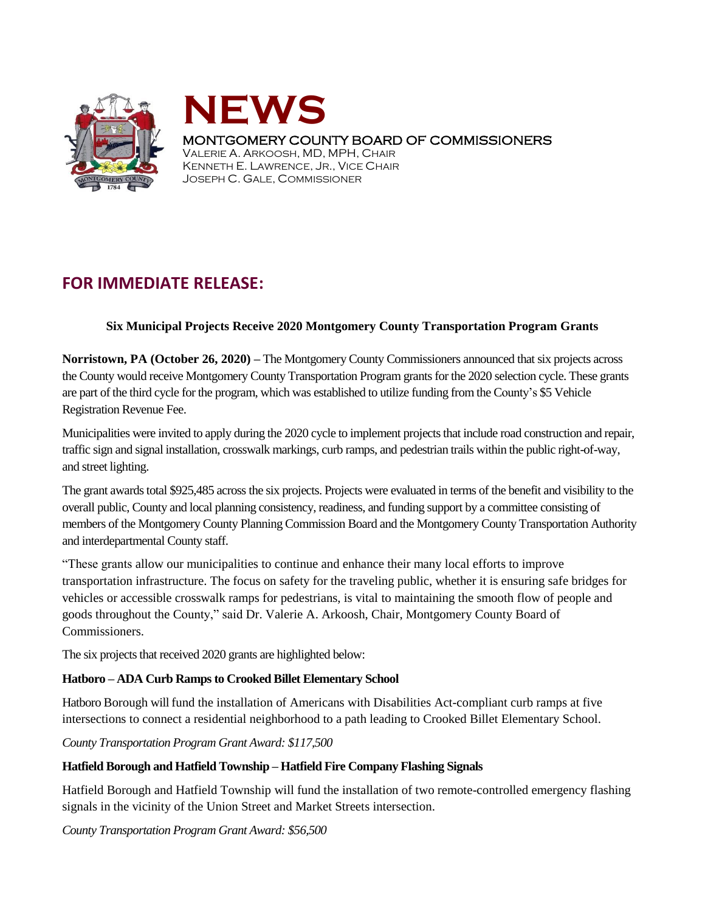# NEWS

MONTGOMERY COUNTY BOARD OF COMMISSIONERS
VALERIE A. ARKOOSH, MD, MPH, CHAIR
KENNETH E. LAWRENCE, JR., VICE CHAIR
JOSEPH C. GALE, COMMISSIONER

## FOR IMMEDIATE RELEASE:

### Six Municipal Projects Receive 2020 Montgomery County Transportation Program Grants

**Norristown, PA (October 26, 2020) –** The Montgomery County Commissioners announced that six projects across the County would receive Montgomery County Transportation Program grants for the 2020 selection cycle. These grants are part of the third cycle for the program, which was established to utilize funding from the County's $5 Vehicle Registration Revenue Fee.

Municipalities were invited to apply during the 2020 cycle to implement projects that include road construction and repair, traffic sign and signal installation, crosswalk markings, curb ramps, and pedestrian trails within the public right-of-way, and street lighting.

The grant awards total $925,485 across the six projects. Projects were evaluated in terms of the benefit and visibility to the overall public, County and local planning consistency, readiness, and funding support by a committee consisting of members of the Montgomery County Planning Commission Board and the Montgomery County Transportation Authority and interdepartmental County staff.

"These grants allow our municipalities to continue and enhance their many local efforts to improve transportation infrastructure. The focus on safety for the traveling public, whether it is ensuring safe bridges for vehicles or accessible crosswalk ramps for pedestrians, is vital to maintaining the smooth flow of people and goods throughout the County," said Dr. Valerie A. Arkoosh, Chair, Montgomery County Board of Commissioners.

The six projects that received 2020 grants are highlighted below:

**Hatboro – ADA Curb Ramps to Crooked Billet Elementary School**

Hatboro Borough will fund the installation of Americans with Disabilities Act-compliant curb ramps at five intersections to connect a residential neighborhood to a path leading to Crooked Billet Elementary School.

*County Transportation Program Grant Award: $117,500*

**Hatfield Borough and Hatfield Township – Hatfield Fire Company Flashing Signals**

Hatfield Borough and Hatfield Township will fund the installation of two remote-controlled emergency flashing signals in the vicinity of the Union Street and Market Streets intersection.

*County Transportation Program Grant Award: $56,500*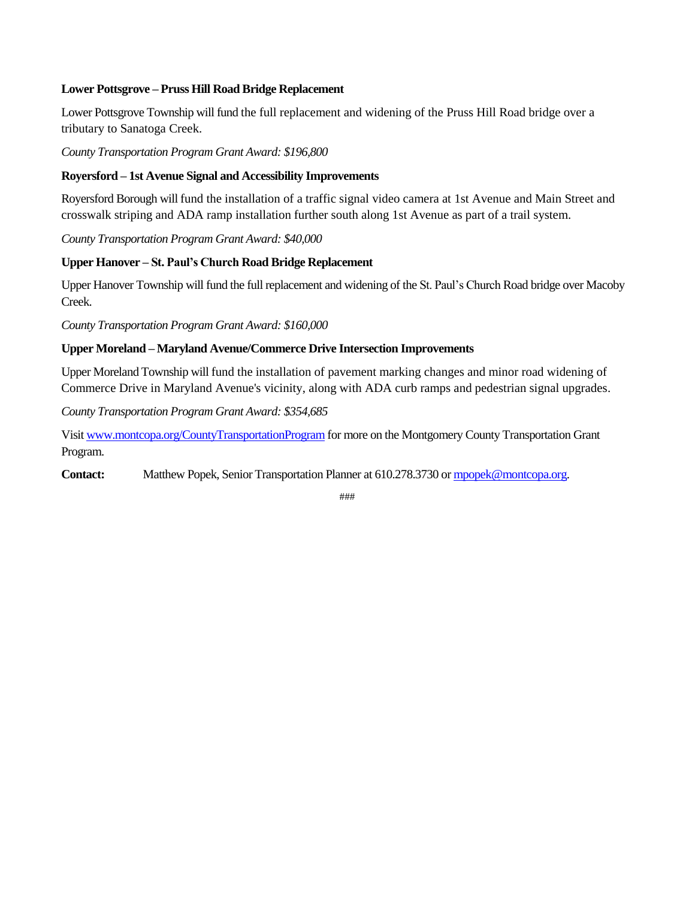**Lower Pottsgrove – Pruss Hill Road Bridge Replacement**

Lower Pottsgrove Township will fund the full replacement and widening of the Pruss Hill Road bridge over a tributary to Sanatoga Creek.

*County Transportation Program Grant Award: $196,800*

**Royersford – 1st Avenue Signal and Accessibility Improvements**

Royersford Borough will fund the installation of a traffic signal video camera at 1st Avenue and Main Street and crosswalk striping and ADA ramp installation further south along 1st Avenue as part of a trail system.

*County Transportation Program Grant Award: $40,000*

**Upper Hanover – St. Paul's Church Road Bridge Replacement**

Upper Hanover Township will fund the full replacement and widening of the St. Paul's Church Road bridge over Macoby Creek.

*County Transportation Program Grant Award: $160,000*

**Upper Moreland – Maryland Avenue/Commerce Drive Intersection Improvements**

Upper Moreland Township will fund the installation of pavement marking changes and minor road widening of Commerce Drive in Maryland Avenue's vicinity, along with ADA curb ramps and pedestrian signal upgrades.

*County Transportation Program Grant Award: $354,685*

Visit www.montcopa.org/CountyTransportationProgram for more on the Montgomery County Transportation Grant Program.

**Contact:** Matthew Popek, Senior Transportation Planner at 610.278.3730 or mpopek@montcopa.org.

###